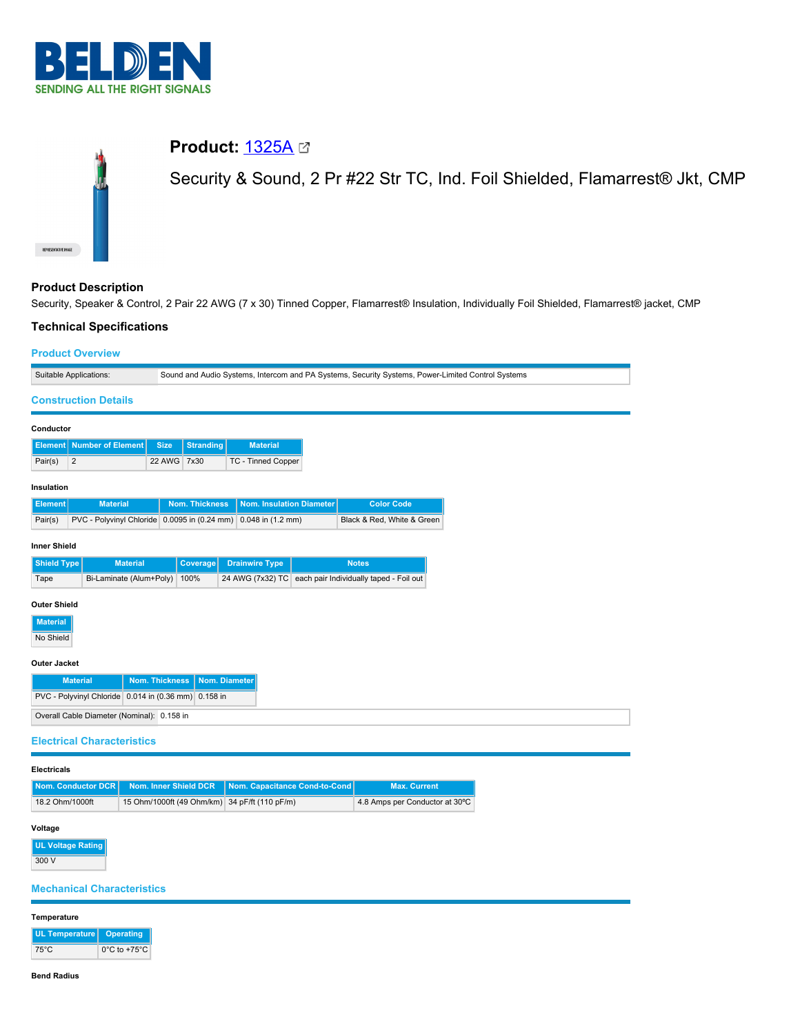# Product: [1325A]

## Security & Sound, 2 Pr #22 Str TC, Ind. Foil Shielded, Flamarrest® Jkt, CMP

### Product Description

Security, Speaker & Control, 2 Pair 22 AWG (7 x 30) Tinned Copper, Flamarrest® Insulation, Individually Foil Shielded, Flamarrest® jacket, CMP

### Technical Specifications

#### Product Overview

| Suitable Applications: | Sound and Audio Systems, Intercom and PA Systems, Security Systems, Power-Limited Control Systems |
|---|---|

#### Construction Details

**Conductor**

| Element | Number of Element | Size | Stranding | Material |
|---|---|---|---|---|
| Pair(s) | 2 | 22 AWG | 7x30 | TC - Tinned Copper |

**Insulation**

| Element | Material | Nom. Thickness | Nom. Insulation Diameter | Color Code |
|---|---|---|---|---|
| Pair(s) | PVC - Polyvinyl Chloride | 0.0095 in (0.24 mm) | 0.048 in (1.2 mm) | Black & Red, White & Green |

**Inner Shield**

| Shield Type | Material | Coverage | Drainwire Type | Notes |
|---|---|---|---|---|
| Tape | Bi-Laminate (Alum+Poly) | 100% | 24 AWG (7x32) TC | each pair Individually taped - Foil out |

**Outer Shield**

| Material |
|---|
| No Shield |

**Outer Jacket**

| Material | Nom. Thickness | Nom. Diameter |
|---|---|---|
| PVC - Polyvinyl Chloride | 0.014 in (0.36 mm) | 0.158 in |

| Overall Cable Diameter (Nominal): | 0.158 in |
|---|---|

#### Electrical Characteristics

**Electricals**

| Nom. Conductor DCR | Nom. Inner Shield DCR | Nom. Capacitance Cond-to-Cond | Max. Current |
|---|---|---|---|
| 18.2 Ohm/1000ft | 15 Ohm/1000ft (49 Ohm/km) | 34 pF/ft (110 pF/m) | 4.8 Amps per Conductor at 30°C |

**Voltage**

| UL Voltage Rating |
|---|
| 300 V |

#### Mechanical Characteristics

**Temperature**

| UL Temperature | Operating |
|---|---|
| 75°C | 0°C to +75°C |

**Bend Radius**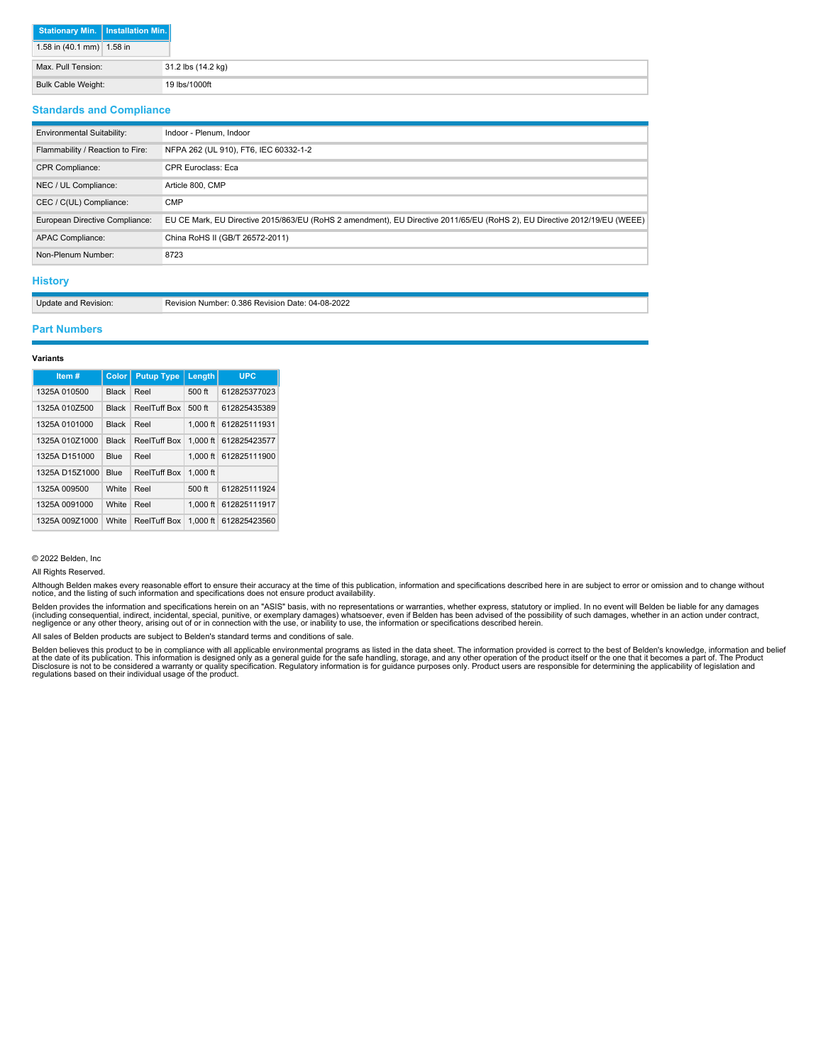| Stationary Min. | Installation Min. |
|---|---|
| 1.58 in (40.1 mm) | 1.58 in |

| | |
|---|---|
| Max. Pull Tension: | 31.2 lbs (14.2 kg) |
| Bulk Cable Weight: | 19 lbs/1000ft |

## Standards and Compliance

| | |
|---|---|
| Environmental Suitability: | Indoor - Plenum, Indoor |
| Flammability / Reaction to Fire: | NFPA 262 (UL 910), FT6, IEC 60332-1-2 |
| CPR Compliance: | CPR Euroclass: Eca |
| NEC / UL Compliance: | Article 800, CMP |
| CEC / C(UL) Compliance: | CMP |
| European Directive Compliance: | EU CE Mark, EU Directive 2015/863/EU (RoHS 2 amendment), EU Directive 2011/65/EU (RoHS 2), EU Directive 2012/19/EU (WEEE) |
| APAC Compliance: | China RoHS II (GB/T 26572-2011) |
| Non-Plenum Number: | 8723 |

## History

| | |
|---|---|
| Update and Revision: | Revision Number: 0.386 Revision Date: 04-08-2022 |

## Part Numbers

**Variants**

| Item # | Color | Putup Type | Length | UPC |
|---|---|---|---|---|
| 1325A 010500 | Black | Reel | 500 ft | 612825377023 |
| 1325A 010Z500 | Black | ReelTuff Box | 500 ft | 612825435389 |
| 1325A 0101000 | Black | Reel | 1,000 ft | 612825111931 |
| 1325A 010Z1000 | Black | ReelTuff Box | 1,000 ft | 612825423577 |
| 1325A D151000 | Blue | Reel | 1,000 ft | 612825111900 |
| 1325A D15Z1000 | Blue | ReelTuff Box | 1,000 ft | |
| 1325A 009500 | White | Reel | 500 ft | 612825111924 |
| 1325A 0091000 | White | Reel | 1,000 ft | 612825111917 |
| 1325A 009Z1000 | White | ReelTuff Box | 1,000 ft | 612825423560 |

© 2022 Belden, Inc

All Rights Reserved.

Although Belden makes every reasonable effort to ensure their accuracy at the time of this publication, information and specifications described here in are subject to error or omission and to change without notice, and the listing of such information and specifications does not ensure product availability.

Belden provides the information and specifications herein on an "ASIS" basis, with no representations or warranties, whether express, statutory or implied. In no event will Belden be liable for any damages (including consequential, indirect, incidental, special, punitive, or exemplary damages) whatsoever, even if Belden has been advised of the possibility of such damages, whether in an action under contract, negligence or any other theory, arising out of or in connection with the use, or inability to use, the information or specifications described herein.

All sales of Belden products are subject to Belden's standard terms and conditions of sale.

Belden believes this product to be in compliance with all applicable environmental programs as listed in the data sheet. The information provided is correct to the best of Belden's knowledge, information and belief at the date of its publication. This information is designed only as a general guide for the safe handling, storage, and any other operation of the product itself or the one that it becomes a part of. The Product Disclosure is not to be considered a warranty or quality specification. Regulatory information is for guidance purposes only. Product users are responsible for determining the applicability of legislation and regulations based on their individual usage of the product.